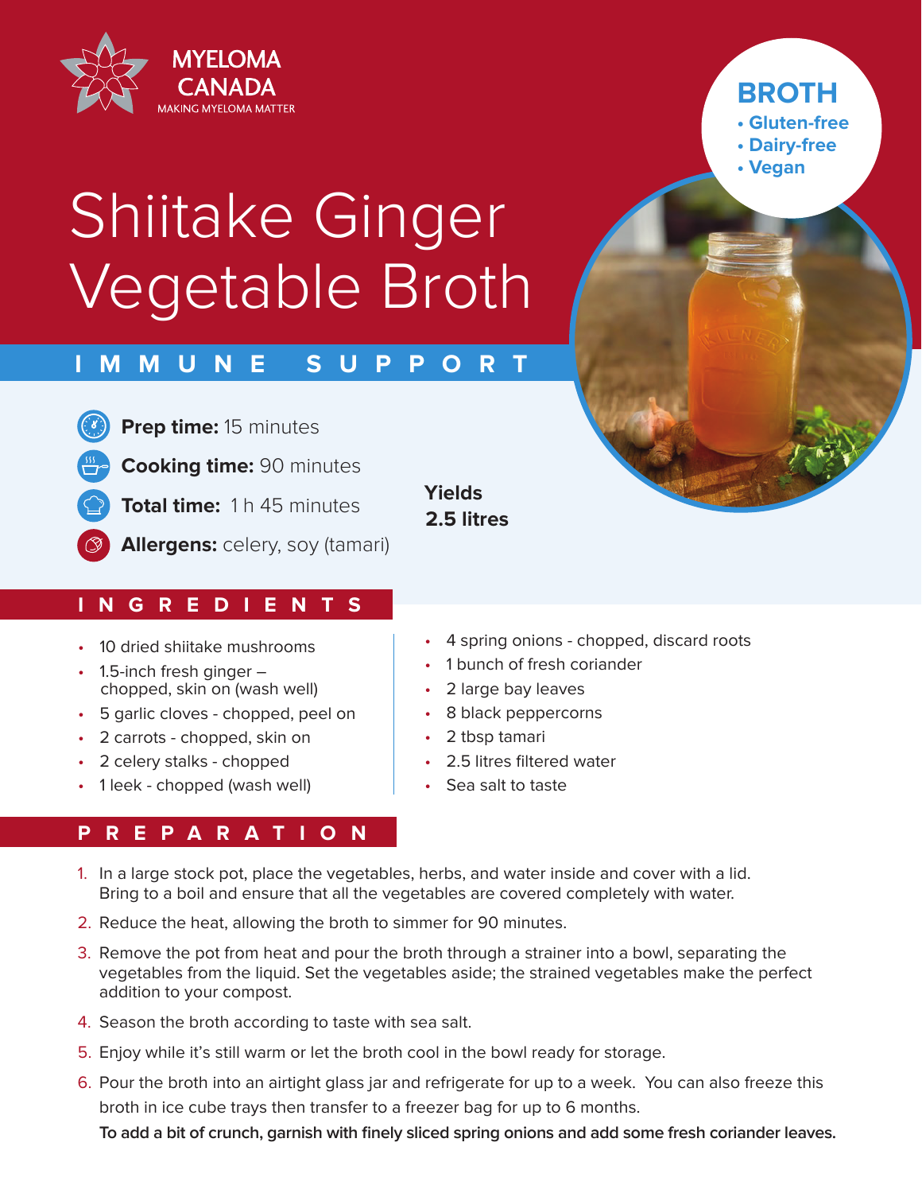MYELOMA CANADA
MAKING MYELOMA MATTER

**BROTH**
- Gluten-free
- Dairy-free
- Vegan

# Shiitake Ginger Vegetable Broth

## IMMUNE SUPPORT

**Prep time:** 15 minutes

**Cooking time:** 90 minutes

**Total time:** 1 h 45 minutes

**Allergens:** celery, soy (tamari)

**Yields 2.5 litres**

## INGREDIENTS

- 10 dried shiitake mushrooms
- 1.5-inch fresh ginger – chopped, skin on (wash well)
- 5 garlic cloves - chopped, peel on
- 2 carrots - chopped, skin on
- 2 celery stalks - chopped
- 1 leek - chopped (wash well)
- 4 spring onions - chopped, discard roots
- 1 bunch of fresh coriander
- 2 large bay leaves
- 8 black peppercorns
- 2 tbsp tamari
- 2.5 litres filtered water
- Sea salt to taste

## PREPARATION

1. In a large stock pot, place the vegetables, herbs, and water inside and cover with a lid. Bring to a boil and ensure that all the vegetables are covered completely with water.
2. Reduce the heat, allowing the broth to simmer for 90 minutes.
3. Remove the pot from heat and pour the broth through a strainer into a bowl, separating the vegetables from the liquid. Set the vegetables aside; the strained vegetables make the perfect addition to your compost.
4. Season the broth according to taste with sea salt.
5. Enjoy while it's still warm or let the broth cool in the bowl ready for storage.
6. Pour the broth into an airtight glass jar and refrigerate for up to a week. You can also freeze this broth in ice cube trays then transfer to a freezer bag for up to 6 months.

**To add a bit of crunch, garnish with finely sliced spring onions and add some fresh coriander leaves.**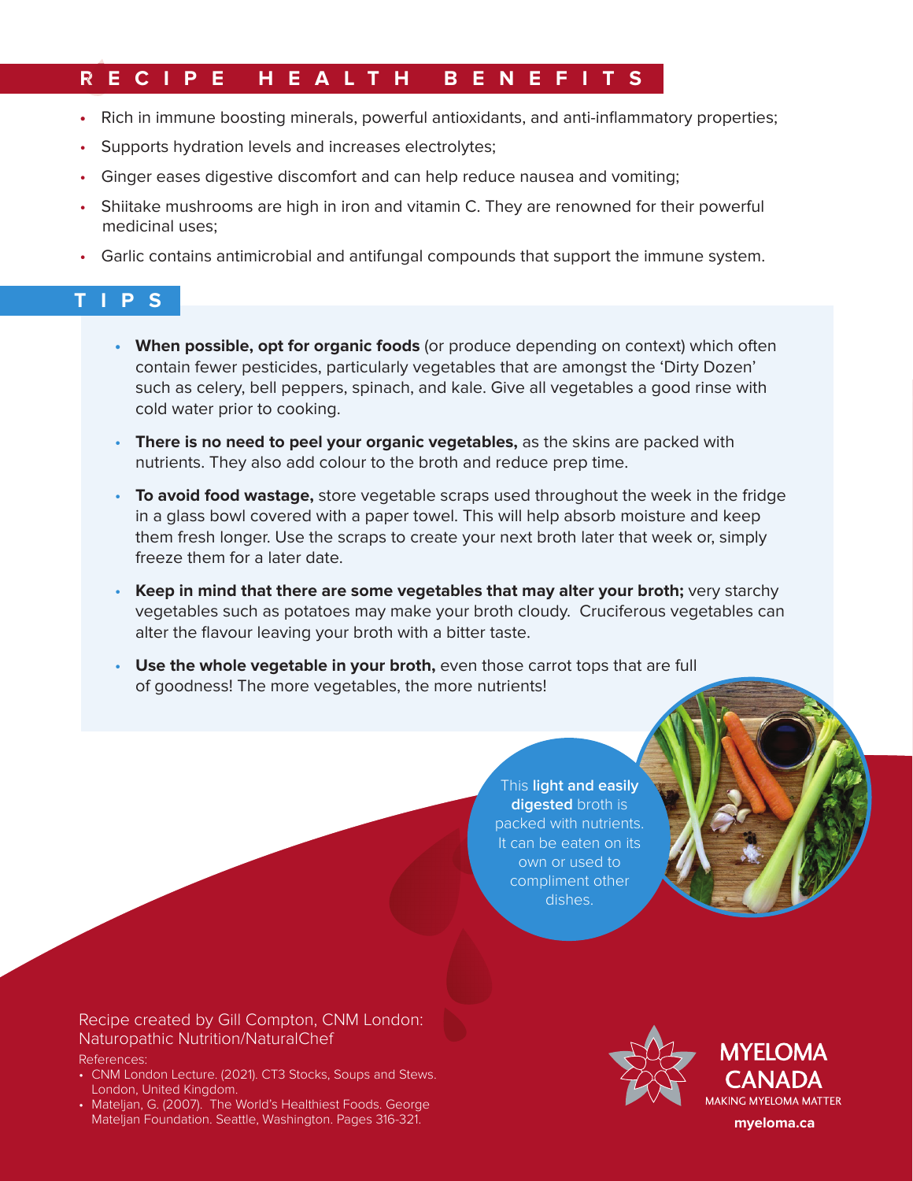## RECIPE HEALTH BENEFITS

- Rich in immune boosting minerals, powerful antioxidants, and anti-inflammatory properties;
- Supports hydration levels and increases electrolytes;
- Ginger eases digestive discomfort and can help reduce nausea and vomiting;
- Shiitake mushrooms are high in iron and vitamin C. They are renowned for their powerful medicinal uses;
- Garlic contains antimicrobial and antifungal compounds that support the immune system.

## TIPS

- **When possible, opt for organic foods** (or produce depending on context) which often contain fewer pesticides, particularly vegetables that are amongst the 'Dirty Dozen' such as celery, bell peppers, spinach, and kale. Give all vegetables a good rinse with cold water prior to cooking.
- **There is no need to peel your organic vegetables,** as the skins are packed with nutrients. They also add colour to the broth and reduce prep time.
- **To avoid food wastage,** store vegetable scraps used throughout the week in the fridge in a glass bowl covered with a paper towel. This will help absorb moisture and keep them fresh longer. Use the scraps to create your next broth later that week or, simply freeze them for a later date.
- **Keep in mind that there are some vegetables that may alter your broth;** very starchy vegetables such as potatoes may make your broth cloudy. Cruciferous vegetables can alter the flavour leaving your broth with a bitter taste.
- **Use the whole vegetable in your broth,** even those carrot tops that are full of goodness! The more vegetables, the more nutrients!

This **light and easily digested** broth is packed with nutrients. It can be eaten on its own or used to compliment other dishes.

Recipe created by Gill Compton, CNM London: Naturopathic Nutrition/NaturalChef

References:

- CNM London Lecture. (2021). CT3 Stocks, Soups and Stews. London, United Kingdom.
- Mateljan, G. (2007). The World's Healthiest Foods. George Mateljan Foundation. Seattle, Washington. Pages 316-321.

MYELOMA CANADA
MAKING MYELOMA MATTER
myeloma.ca